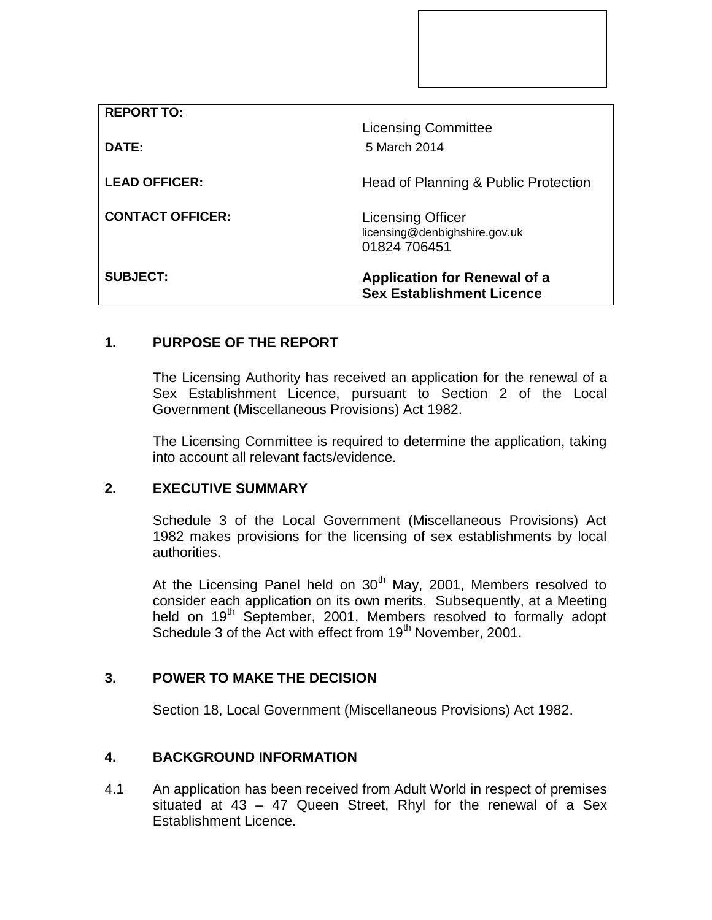| | |
|---|---|
| **REPORT TO:** | Licensing Committee |
| **DATE:** | 5 March 2014 |
| **LEAD OFFICER:** | Head of Planning & Public Protection |
| **CONTACT OFFICER:** | Licensing Officer<br>licensing@denbighshire.gov.uk<br>01824 706451 |
| **SUBJECT:** | **Application for Renewal of a Sex Establishment Licence** |

## 1. PURPOSE OF THE REPORT

The Licensing Authority has received an application for the renewal of a Sex Establishment Licence, pursuant to Section 2 of the Local Government (Miscellaneous Provisions) Act 1982.

The Licensing Committee is required to determine the application, taking into account all relevant facts/evidence.

## 2. EXECUTIVE SUMMARY

Schedule 3 of the Local Government (Miscellaneous Provisions) Act 1982 makes provisions for the licensing of sex establishments by local authorities.

At the Licensing Panel held on 30th May, 2001, Members resolved to consider each application on its own merits. Subsequently, at a Meeting held on 19th September, 2001, Members resolved to formally adopt Schedule 3 of the Act with effect from 19th November, 2001.

## 3. POWER TO MAKE THE DECISION

Section 18, Local Government (Miscellaneous Provisions) Act 1982.

## 4. BACKGROUND INFORMATION

4.1 An application has been received from Adult World in respect of premises situated at 43 – 47 Queen Street, Rhyl for the renewal of a Sex Establishment Licence.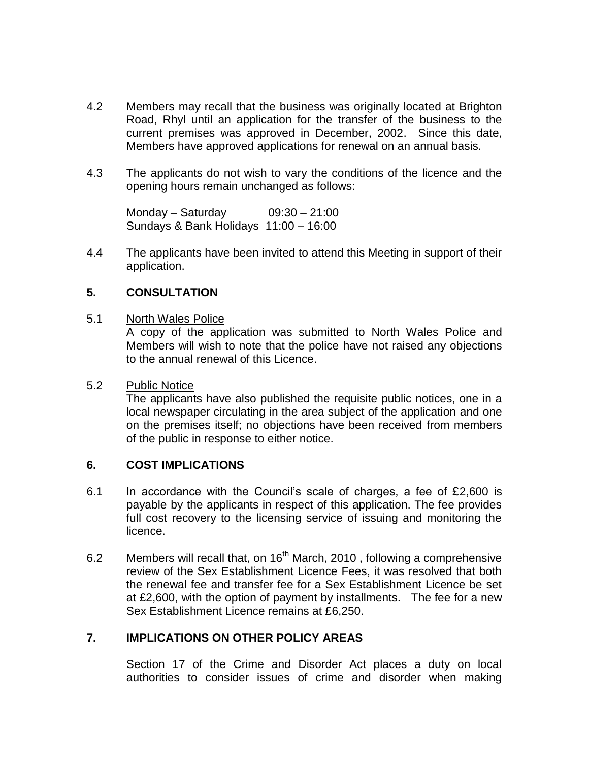4.2 Members may recall that the business was originally located at Brighton Road, Rhyl until an application for the transfer of the business to the current premises was approved in December, 2002. Since this date, Members have approved applications for renewal on an annual basis.

4.3 The applicants do not wish to vary the conditions of the licence and the opening hours remain unchanged as follows:

Monday – Saturday 09:30 – 21:00
Sundays & Bank Holidays 11:00 – 16:00

4.4 The applicants have been invited to attend this Meeting in support of their application.

## 5. CONSULTATION

5.1 North Wales Police
A copy of the application was submitted to North Wales Police and Members will wish to note that the police have not raised any objections to the annual renewal of this Licence.

5.2 Public Notice
The applicants have also published the requisite public notices, one in a local newspaper circulating in the area subject of the application and one on the premises itself; no objections have been received from members of the public in response to either notice.

## 6. COST IMPLICATIONS

6.1 In accordance with the Council's scale of charges, a fee of £2,600 is payable by the applicants in respect of this application. The fee provides full cost recovery to the licensing service of issuing and monitoring the licence.

6.2 Members will recall that, on 16th March, 2010 , following a comprehensive review of the Sex Establishment Licence Fees, it was resolved that both the renewal fee and transfer fee for a Sex Establishment Licence be set at £2,600, with the option of payment by installments. The fee for a new Sex Establishment Licence remains at £6,250.

## 7. IMPLICATIONS ON OTHER POLICY AREAS

Section 17 of the Crime and Disorder Act places a duty on local authorities to consider issues of crime and disorder when making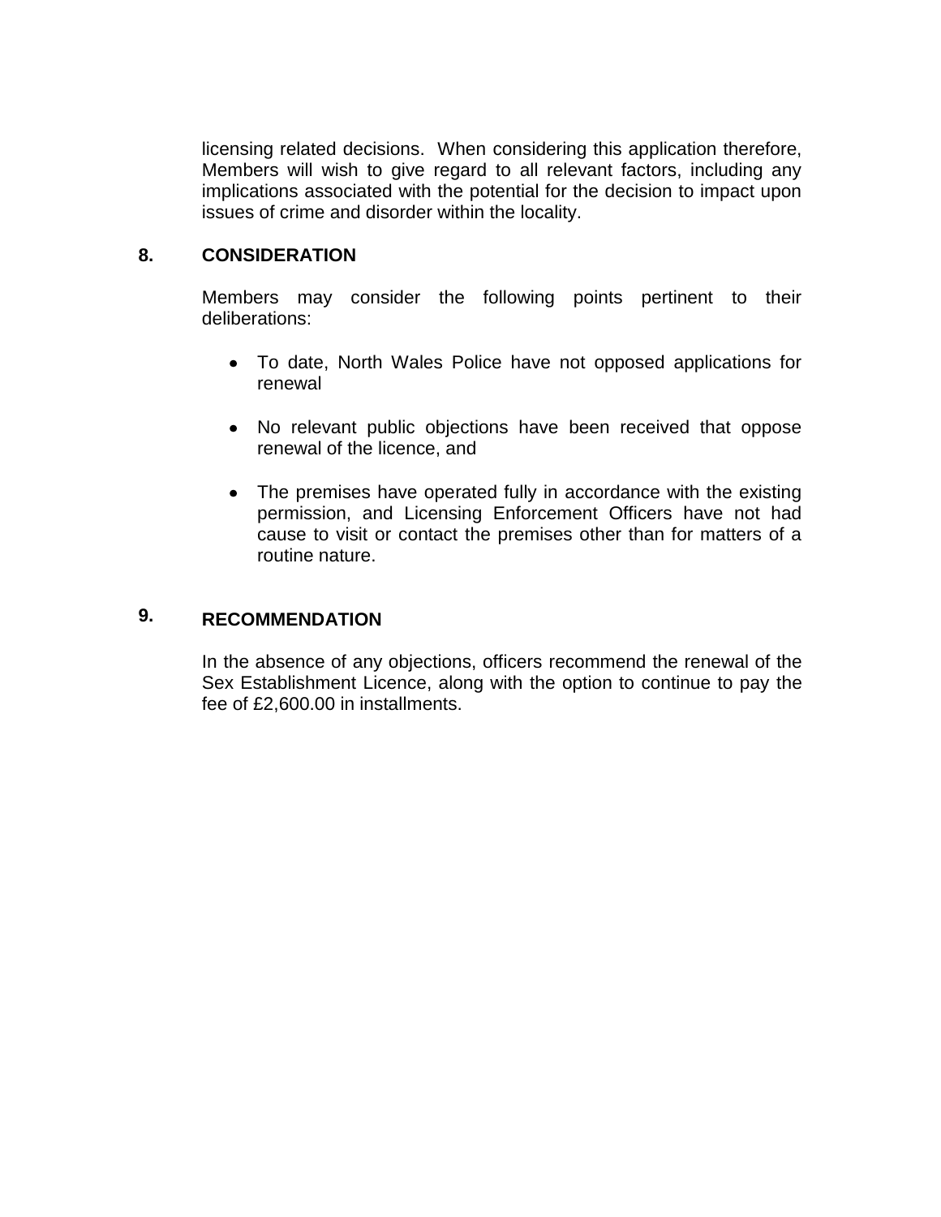licensing related decisions. When considering this application therefore, Members will wish to give regard to all relevant factors, including any implications associated with the potential for the decision to impact upon issues of crime and disorder within the locality.

## 8. CONSIDERATION

Members may consider the following points pertinent to their deliberations:

- To date, North Wales Police have not opposed applications for renewal
- No relevant public objections have been received that oppose renewal of the licence, and
- The premises have operated fully in accordance with the existing permission, and Licensing Enforcement Officers have not had cause to visit or contact the premises other than for matters of a routine nature.

## 9. RECOMMENDATION

In the absence of any objections, officers recommend the renewal of the Sex Establishment Licence, along with the option to continue to pay the fee of £2,600.00 in installments.